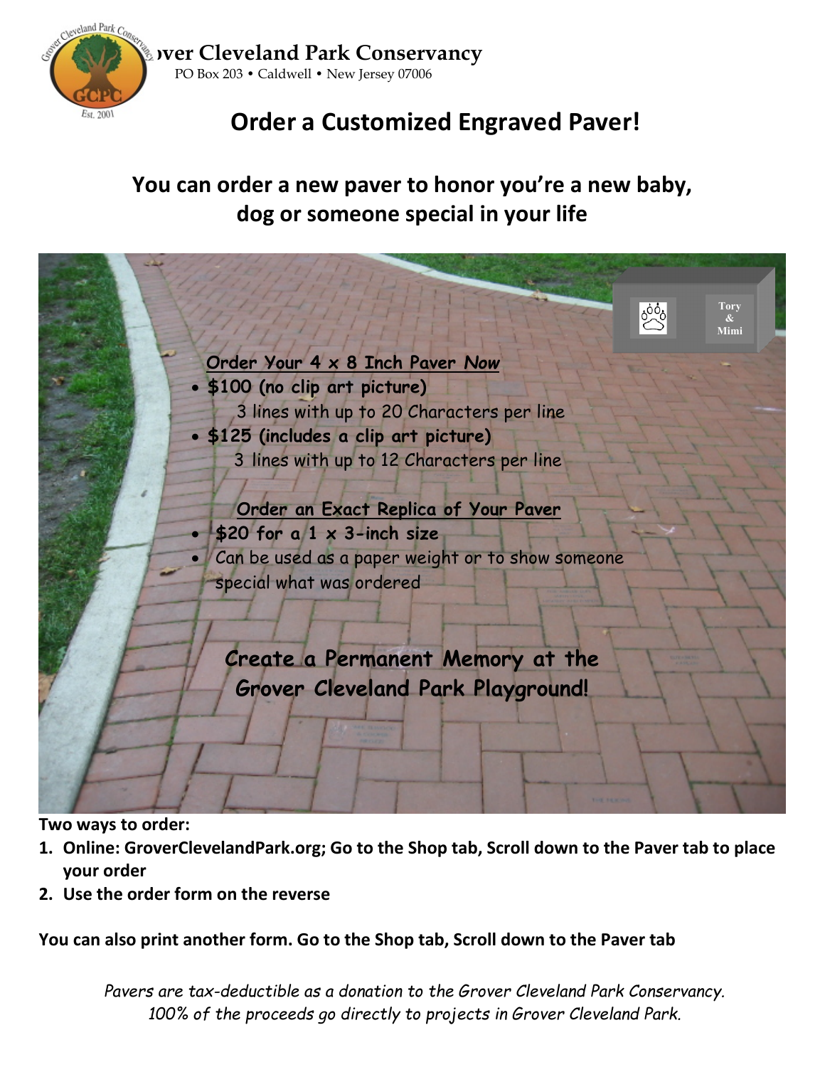# Grover Cleveland Park Conservancy

PO Box 203 • Caldwell • New Jersey 07006

## Order a Customized Engraved Paver!

### You can order a new paver to honor you're a new baby, dog or someone special in your life

Tory & Mimi

**Order Your 4 x 8 Inch Paver Now**

- **$100 (no clip art picture)**
  3 lines with up to 20 Characters per line
- **$125 (includes a clip art picture)**
  3 lines with up to 12 Characters per line

**Order an Exact Replica of Your Paver**

- **$20 for a 1 x 3-inch size**
- Can be used as a paper weight or to show someone special what was ordered

**Create a Permanent Memory at the Grover Cleveland Park Playground!**

**Two ways to order:**

1. **Online: GroverClevelandPark.org; Go to the Shop tab, Scroll down to the Paver tab to place your order**
2. **Use the order form on the reverse**

**You can also print another form. Go to the Shop tab, Scroll down to the Paver tab**

*Pavers are tax-deductible as a donation to the Grover Cleveland Park Conservancy.*
*100% of the proceeds go directly to projects in Grover Cleveland Park.*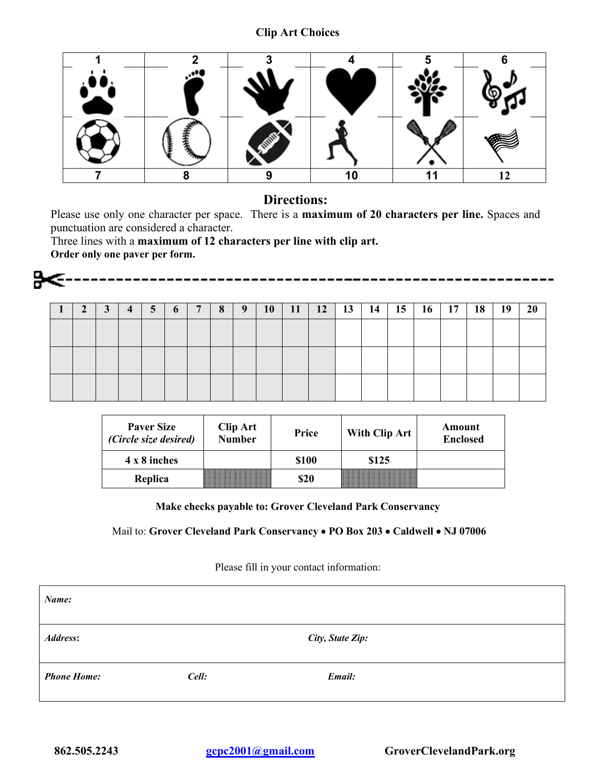**Clip Art Choices**

| 1 | 2 | 3 | 4 | 5 | 6 |
|---|---|---|---|---|---|
| 7 | 8 | 9 | 10 | 11 | 12 |

## Directions:

Please use only one character per space. There is a **maximum of 20 characters per line.** Spaces and punctuation are considered a character.
Three lines with a **maximum of 12 characters per line with clip art.**
**Order only one paver per form.**

| 1 | 2 | 3 | 4 | 5 | 6 | 7 | 8 | 9 | 10 | 11 | 12 | 13 | 14 | 15 | 16 | 17 | 18 | 19 | 20 |
|---|---|---|---|---|---|---|---|---|---|---|---|---|---|---|---|---|---|---|---|
| | | | | | | | | | | | | | | | | | | | |
| | | | | | | | | | | | | | | | | | | | |
| | | | | | | | | | | | | | | | | | | | |

| **Paver Size** *(Circle size desired)* | **Clip Art Number** | **Price** | **With Clip Art** | **Amount Enclosed** |
|---|---|---|---|---|
| 4 x 8 inches | | $100 | $125 | |
| Replica | | $20 | | |

**Make checks payable to: Grover Cleveland Park Conservancy**

Mail to: **Grover Cleveland Park Conservancy • PO Box 203 • Caldwell • NJ 07006**

Please fill in your contact information:

| | | |
|---|---|---|
| ***Name:*** | | |
| ***Address:*** | ***City, State Zip:*** | |
| ***Phone Home:*** | ***Cell:*** | ***Email:*** |

**862.505.2243** **gcpc2001@gmail.com** **GroverClevelandPark.org**